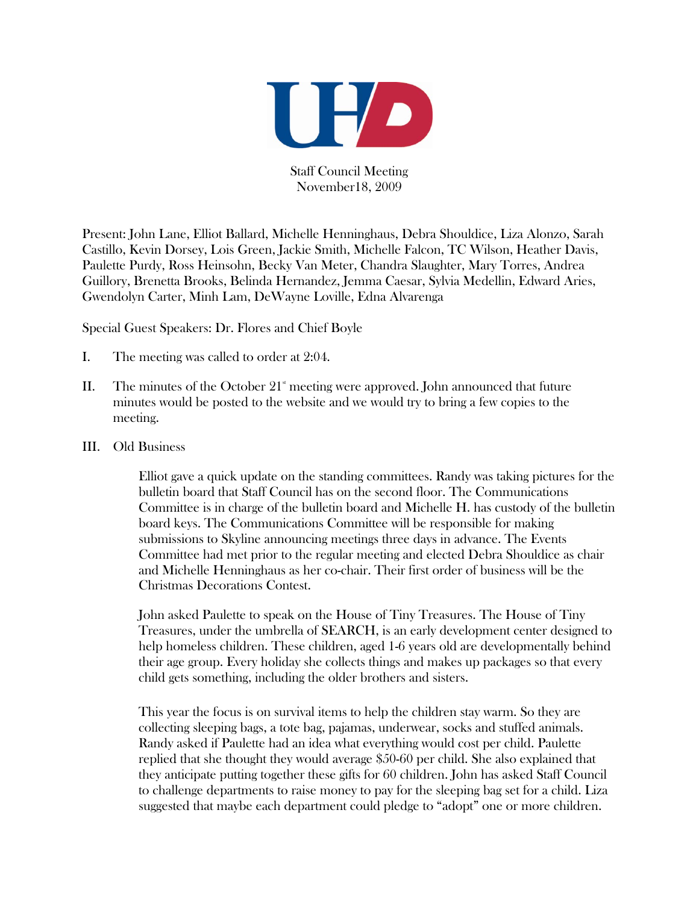Staff Council Meeting
November18, 2009

Present: John Lane, Elliot Ballard, Michelle Henninghaus, Debra Shouldice, Liza Alonzo, Sarah Castillo, Kevin Dorsey, Lois Green, Jackie Smith, Michelle Falcon, TC Wilson, Heather Davis, Paulette Purdy, Ross Heinsohn, Becky Van Meter, Chandra Slaughter, Mary Torres, Andrea Guillory, Brenetta Brooks, Belinda Hernandez, Jemma Caesar, Sylvia Medellin, Edward Aries, Gwendolyn Carter, Minh Lam, DeWayne Loville, Edna Alvarenga

Special Guest Speakers: Dr. Flores and Chief Boyle

I. The meeting was called to order at 2:04.

II. The minutes of the October 21st meeting were approved. John announced that future minutes would be posted to the website and we would try to bring a few copies to the meeting.

III. Old Business

Elliot gave a quick update on the standing committees. Randy was taking pictures for the bulletin board that Staff Council has on the second floor. The Communications Committee is in charge of the bulletin board and Michelle H. has custody of the bulletin board keys. The Communications Committee will be responsible for making submissions to Skyline announcing meetings three days in advance. The Events Committee had met prior to the regular meeting and elected Debra Shouldice as chair and Michelle Henninghaus as her co-chair. Their first order of business will be the Christmas Decorations Contest.

John asked Paulette to speak on the House of Tiny Treasures. The House of Tiny Treasures, under the umbrella of SEARCH, is an early development center designed to help homeless children. These children, aged 1-6 years old are developmentally behind their age group. Every holiday she collects things and makes up packages so that every child gets something, including the older brothers and sisters.

This year the focus is on survival items to help the children stay warm. So they are collecting sleeping bags, a tote bag, pajamas, underwear, socks and stuffed animals. Randy asked if Paulette had an idea what everything would cost per child. Paulette replied that she thought they would average $50-60 per child. She also explained that they anticipate putting together these gifts for 60 children. John has asked Staff Council to challenge departments to raise money to pay for the sleeping bag set for a child. Liza suggested that maybe each department could pledge to “adopt” one or more children.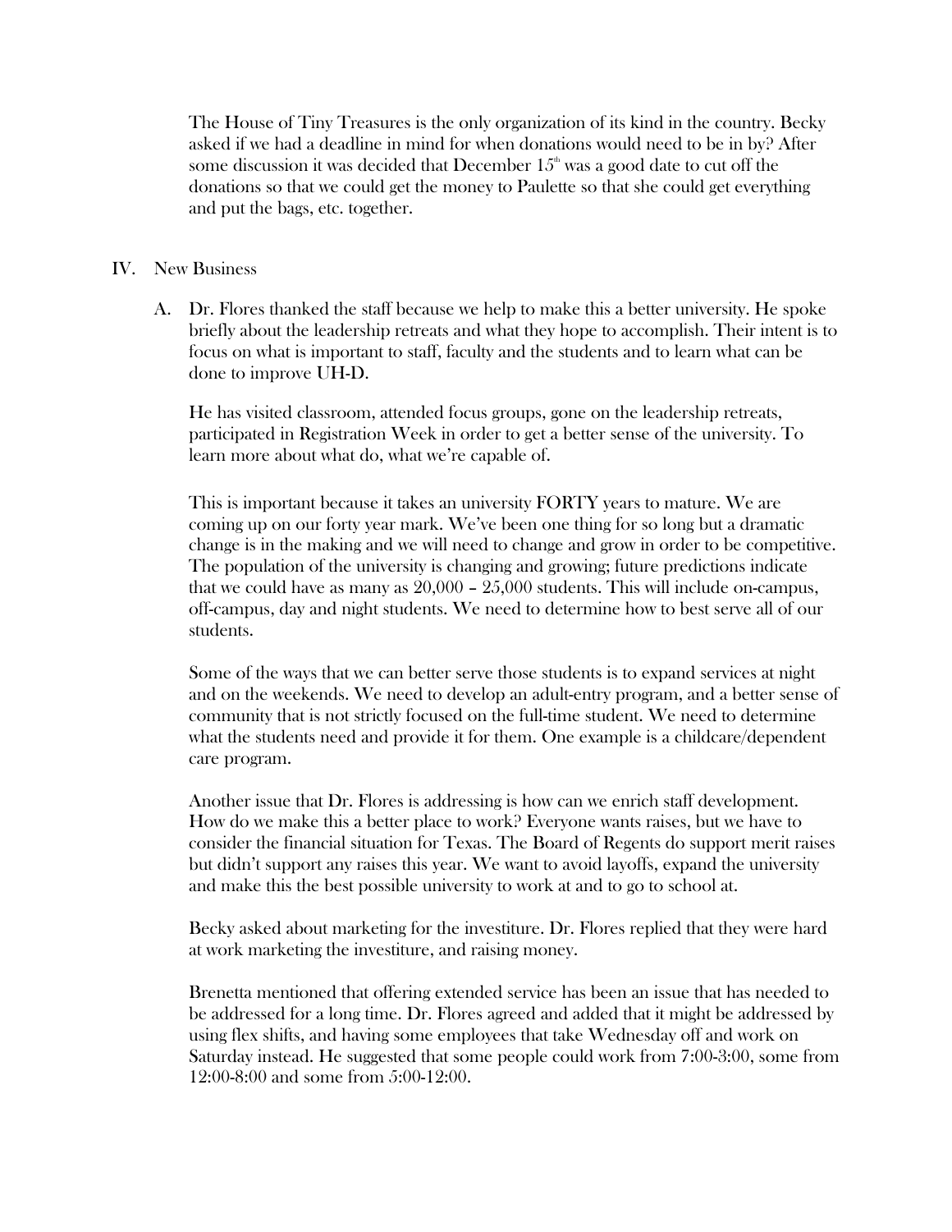The House of Tiny Treasures is the only organization of its kind in the country. Becky asked if we had a deadline in mind for when donations would need to be in by? After some discussion it was decided that December 15th was a good date to cut off the donations so that we could get the money to Paulette so that she could get everything and put the bags, etc. together.

IV. New Business

A. Dr. Flores thanked the staff because we help to make this a better university. He spoke briefly about the leadership retreats and what they hope to accomplish. Their intent is to focus on what is important to staff, faculty and the students and to learn what can be done to improve UH-D.

He has visited classroom, attended focus groups, gone on the leadership retreats, participated in Registration Week in order to get a better sense of the university. To learn more about what do, what we're capable of.

This is important because it takes an university FORTY years to mature. We are coming up on our forty year mark. We've been one thing for so long but a dramatic change is in the making and we will need to change and grow in order to be competitive. The population of the university is changing and growing; future predictions indicate that we could have as many as 20,000 – 25,000 students. This will include on-campus, off-campus, day and night students. We need to determine how to best serve all of our students.

Some of the ways that we can better serve those students is to expand services at night and on the weekends. We need to develop an adult-entry program, and a better sense of community that is not strictly focused on the full-time student. We need to determine what the students need and provide it for them. One example is a childcare/dependent care program.

Another issue that Dr. Flores is addressing is how can we enrich staff development. How do we make this a better place to work? Everyone wants raises, but we have to consider the financial situation for Texas. The Board of Regents do support merit raises but didn't support any raises this year. We want to avoid layoffs, expand the university and make this the best possible university to work at and to go to school at.

Becky asked about marketing for the investiture. Dr. Flores replied that they were hard at work marketing the investiture, and raising money.

Brenetta mentioned that offering extended service has been an issue that has needed to be addressed for a long time. Dr. Flores agreed and added that it might be addressed by using flex shifts, and having some employees that take Wednesday off and work on Saturday instead. He suggested that some people could work from 7:00-3:00, some from 12:00-8:00 and some from 5:00-12:00.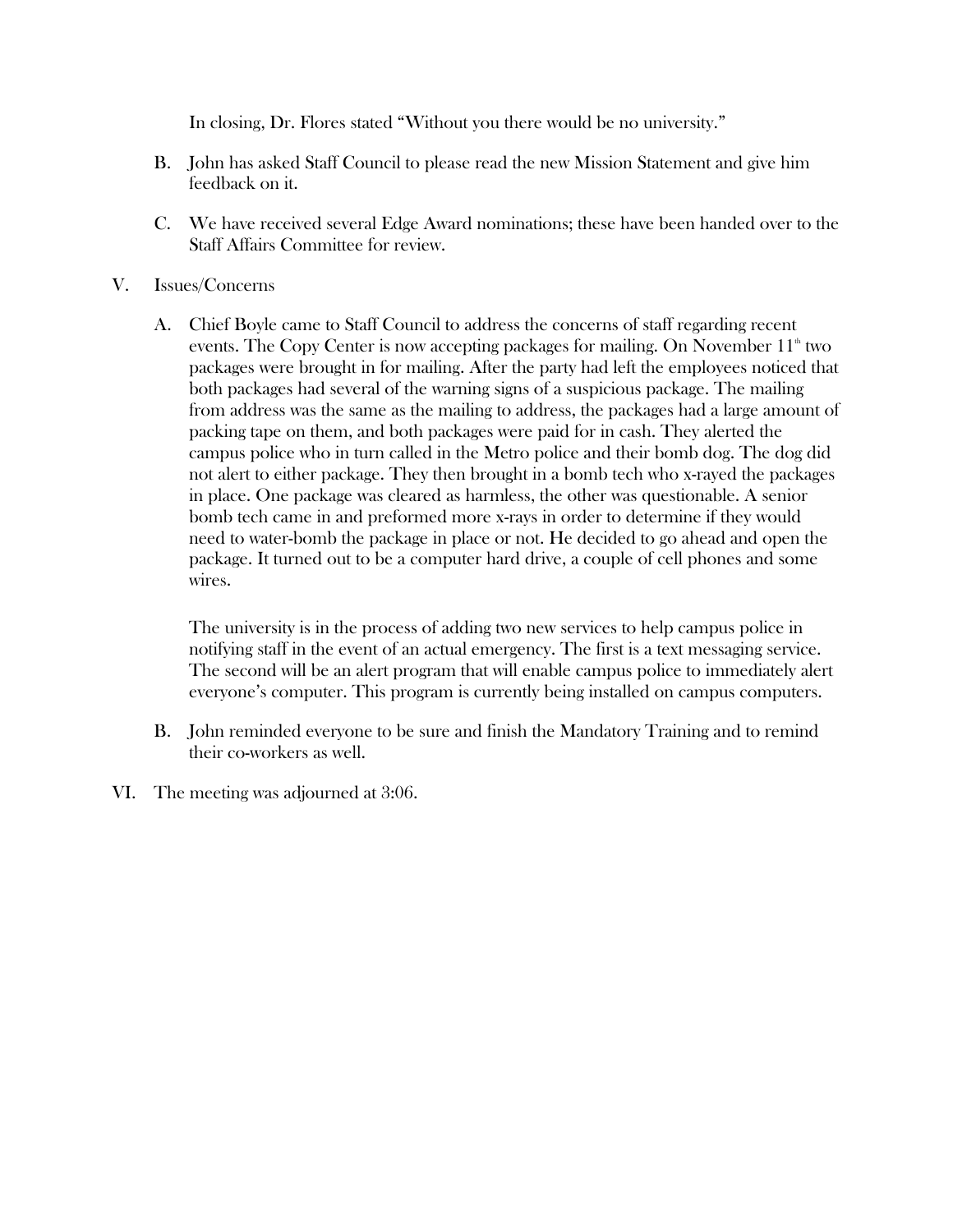In closing, Dr. Flores stated "Without you there would be no university."

B. John has asked Staff Council to please read the new Mission Statement and give him feedback on it.

C. We have received several Edge Award nominations; these have been handed over to the Staff Affairs Committee for review.

V. Issues/Concerns

A. Chief Boyle came to Staff Council to address the concerns of staff regarding recent events. The Copy Center is now accepting packages for mailing. On November 11th two packages were brought in for mailing. After the party had left the employees noticed that both packages had several of the warning signs of a suspicious package. The mailing from address was the same as the mailing to address, the packages had a large amount of packing tape on them, and both packages were paid for in cash. They alerted the campus police who in turn called in the Metro police and their bomb dog. The dog did not alert to either package. They then brought in a bomb tech who x-rayed the packages in place. One package was cleared as harmless, the other was questionable. A senior bomb tech came in and preformed more x-rays in order to determine if they would need to water-bomb the package in place or not. He decided to go ahead and open the package. It turned out to be a computer hard drive, a couple of cell phones and some wires.

The university is in the process of adding two new services to help campus police in notifying staff in the event of an actual emergency. The first is a text messaging service. The second will be an alert program that will enable campus police to immediately alert everyone's computer. This program is currently being installed on campus computers.

B. John reminded everyone to be sure and finish the Mandatory Training and to remind their co-workers as well.

VI. The meeting was adjourned at 3:06.